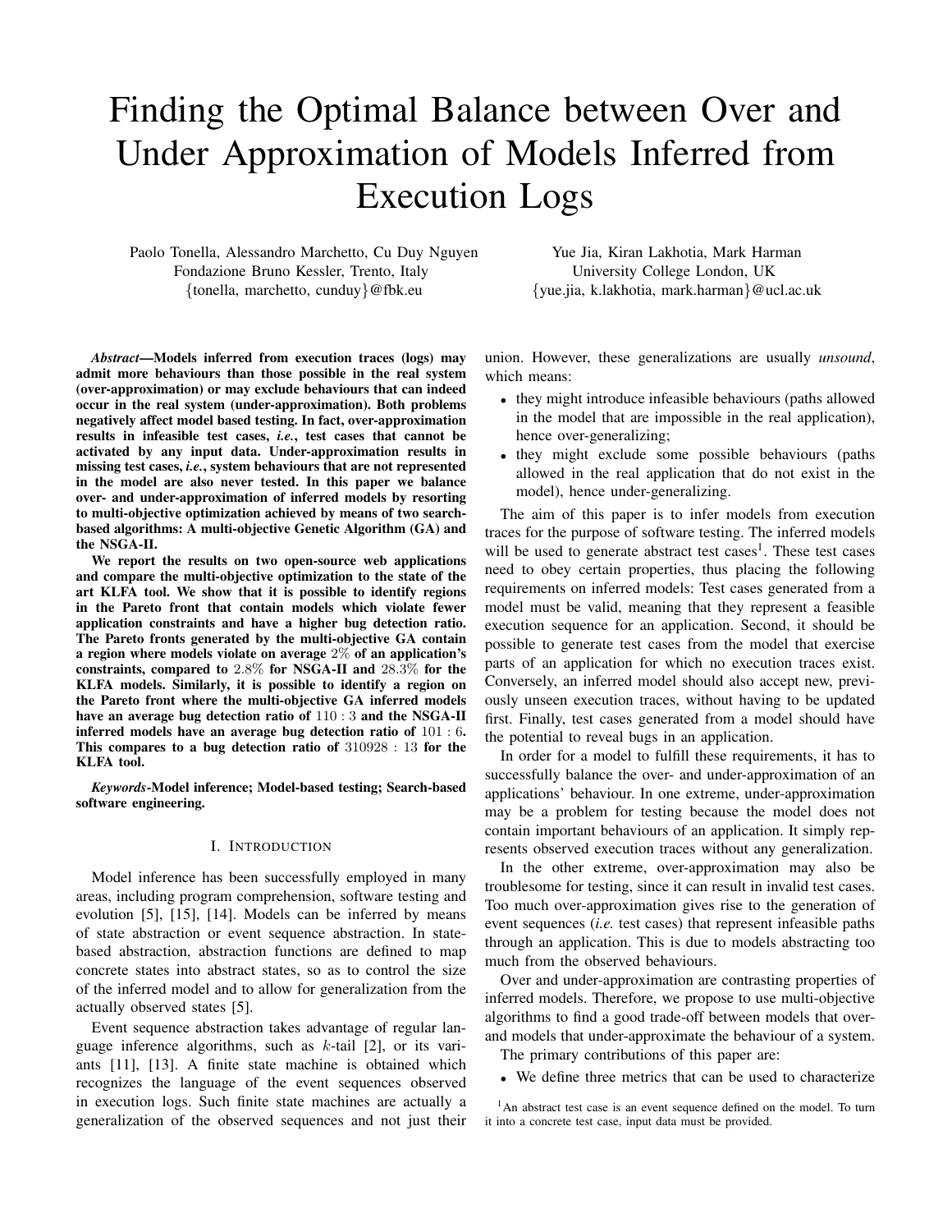# Finding the Optimal Balance between Over and Under Approximation of Models Inferred from Execution Logs

Paolo Tonella, Alessandro Marchetto, Cu Duy Nguyen
Fondazione Bruno Kessler, Trento, Italy
{tonella, marchetto, cunduy}@fbk.eu

Yue Jia, Kiran Lakhotia, Mark Harman
University College London, UK
{yue.jia, k.lakhotia, mark.harman}@ucl.ac.uk

***Abstract*—Models inferred from execution traces (logs) may admit more behaviours than those possible in the real system (over-approximation) or may exclude behaviours that can indeed occur in the real system (under-approximation). Both problems negatively affect model based testing. In fact, over-approximation results in infeasible test cases, *i.e.*, test cases that cannot be activated by any input data. Under-approximation results in missing test cases, *i.e.*, system behaviours that are not represented in the model are also never tested. In this paper we balance over- and under-approximation of inferred models by resorting to multi-objective optimization achieved by means of two search-based algorithms: A multi-objective Genetic Algorithm (GA) and the NSGA-II.**

**We report the results on two open-source web applications and compare the multi-objective optimization to the state of the art KLFA tool. We show that it is possible to identify regions in the Pareto front that contain models which violate fewer application constraints and have a higher bug detection ratio. The Pareto fronts generated by the multi-objective GA contain a region where models violate on average $2\%$ of an application's constraints, compared to $2.8\%$ for NSGA-II and $28.3\%$ for the KLFA models. Similarly, it is possible to identify a region on the Pareto front where the multi-objective GA inferred models have an average bug detection ratio of $110 : 3$ and the NSGA-II inferred models have an average bug detection ratio of $101 : 6$. This compares to a bug detection ratio of $310928 : 13$ for the KLFA tool.**

***Keywords*-Model inference; Model-based testing; Search-based software engineering.**

## I. Introduction

Model inference has been successfully employed in many areas, including program comprehension, software testing and evolution [5], [15], [14]. Models can be inferred by means of state abstraction or event sequence abstraction. In state-based abstraction, abstraction functions are defined to map concrete states into abstract states, so as to control the size of the inferred model and to allow for generalization from the actually observed states [5].

Event sequence abstraction takes advantage of regular language inference algorithms, such as $k$-tail [2], or its variants [11], [13]. A finite state machine is obtained which recognizes the language of the event sequences observed in execution logs. Such finite state machines are actually a generalization of the observed sequences and not just their union. However, these generalizations are usually *unsound*, which means:

- they might introduce infeasible behaviours (paths allowed in the model that are impossible in the real application), hence over-generalizing;
- they might exclude some possible behaviours (paths allowed in the real application that do not exist in the model), hence under-generalizing.

The aim of this paper is to infer models from execution traces for the purpose of software testing. The inferred models will be used to generate abstract test cases[1]. These test cases need to obey certain properties, thus placing the following requirements on inferred models: Test cases generated from a model must be valid, meaning that they represent a feasible execution sequence for an application. Second, it should be possible to generate test cases from the model that exercise parts of an application for which no execution traces exist. Conversely, an inferred model should also accept new, previously unseen execution traces, without having to be updated first. Finally, test cases generated from a model should have the potential to reveal bugs in an application.

In order for a model to fulfill these requirements, it has to successfully balance the over- and under-approximation of an applications' behaviour. In one extreme, under-approximation may be a problem for testing because the model does not contain important behaviours of an application. It simply represents observed execution traces without any generalization.

In the other extreme, over-approximation may also be troublesome for testing, since it can result in invalid test cases. Too much over-approximation gives rise to the generation of event sequences (*i.e.* test cases) that represent infeasible paths through an application. This is due to models abstracting too much from the observed behaviours.

Over and under-approximation are contrasting properties of inferred models. Therefore, we propose to use multi-objective algorithms to find a good trade-off between models that over- and models that under-approximate the behaviour of a system.

The primary contributions of this paper are:

- We define three metrics that can be used to characterize

[1] An abstract test case is an event sequence defined on the model. To turn it into a concrete test case, input data must be provided.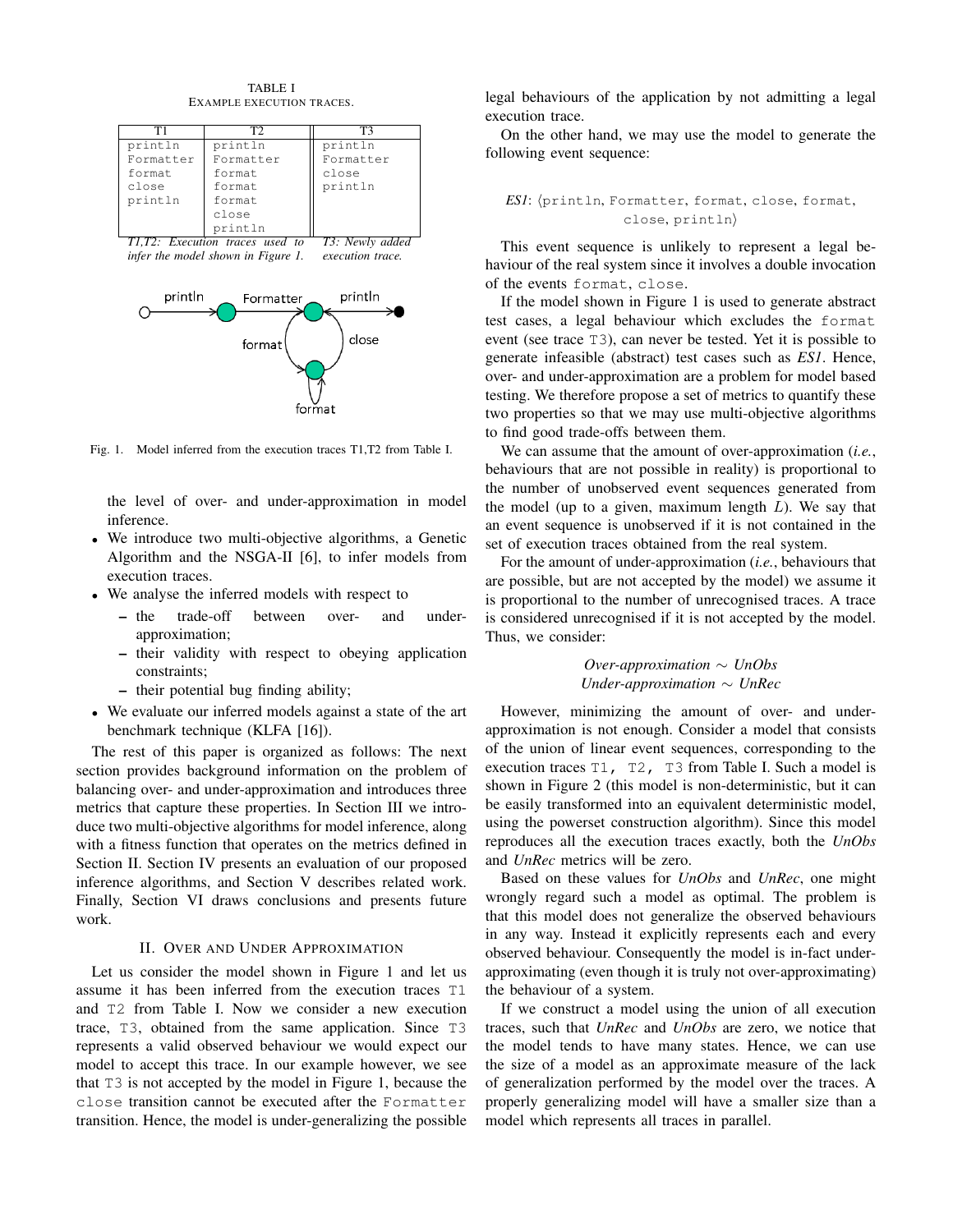TABLE I
EXAMPLE EXECUTION TRACES.

| T1 | T2 | T3 |
|---|---|---|
| println | println | println |
| Formatter | Formatter | Formatter |
| format | format | close |
| close | format | println |
| println | format | |
| | close | |
| | println | |

*T1,T2: Execution traces used to infer the model shown in Figure 1.* *T3: Newly added execution trace.*

Fig. 1. Model inferred from the execution traces T1,T2 from Table I.

the level of over- and under-approximation in model inference.

- We introduce two multi-objective algorithms, a Genetic Algorithm and the NSGA-II [6], to infer models from execution traces.
- We analyse the inferred models with respect to
  - the trade-off between over- and under-approximation;
  - their validity with respect to obeying application constraints;
  - their potential bug finding ability;
- We evaluate our inferred models against a state of the art benchmark technique (KLFA [16]).

The rest of this paper is organized as follows: The next section provides background information on the problem of balancing over- and under-approximation and introduces three metrics that capture these properties. In Section III we introduce two multi-objective algorithms for model inference, along with a fitness function that operates on the metrics defined in Section II. Section IV presents an evaluation of our proposed inference algorithms, and Section V describes related work. Finally, Section VI draws conclusions and presents future work.

## II. Over and Under Approximation

Let us consider the model shown in Figure 1 and let us assume it has been inferred from the execution traces T1 and T2 from Table I. Now we consider a new execution trace, T3, obtained from the same application. Since T3 represents a valid observed behaviour we would expect our model to accept this trace. In our example however, we see that T3 is not accepted by the model in Figure 1, because the close transition cannot be executed after the Formatter transition. Hence, the model is under-generalizing the possible legal behaviours of the application by not admitting a legal execution trace.

On the other hand, we may use the model to generate the following event sequence:

*ES1*: $\langle$println, Formatter, format, close, format, close, println$\rangle$

This event sequence is unlikely to represent a legal behaviour of the real system since it involves a double invocation of the events format, close.

If the model shown in Figure 1 is used to generate abstract test cases, a legal behaviour which excludes the format event (see trace T3), can never be tested. Yet it is possible to generate infeasible (abstract) test cases such as *ES1*. Hence, over- and under-approximation are a problem for model based testing. We therefore propose a set of metrics to quantify these two properties so that we may use multi-objective algorithms to find good trade-offs between them.

We can assume that the amount of over-approximation (*i.e.*, behaviours that are not possible in reality) is proportional to the number of unobserved event sequences generated from the model (up to a given, maximum length $L$). We say that an event sequence is unobserved if it is not contained in the set of execution traces obtained from the real system.

For the amount of under-approximation (*i.e.*, behaviours that are possible, but are not accepted by the model) we assume it is proportional to the number of unrecognised traces. A trace is considered unrecognised if it is not accepted by the model. Thus, we consider:

$$\textit{Over-approximation} \sim \textit{UnObs}$$
$$\textit{Under-approximation} \sim \textit{UnRec}$$

However, minimizing the amount of over- and under-approximation is not enough. Consider a model that consists of the union of linear event sequences, corresponding to the execution traces T1, T2, T3 from Table I. Such a model is shown in Figure 2 (this model is non-deterministic, but it can be easily transformed into an equivalent deterministic model, using the powerset construction algorithm). Since this model reproduces all the execution traces exactly, both the *UnObs* and *UnRec* metrics will be zero.

Based on these values for *UnObs* and *UnRec*, one might wrongly regard such a model as optimal. The problem is that this model does not generalize the observed behaviours in any way. Instead it explicitly represents each and every observed behaviour. Consequently the model is in-fact under-approximating (even though it is truly not over-approximating) the behaviour of a system.

If we construct a model using the union of all execution traces, such that *UnRec* and *UnObs* are zero, we notice that the model tends to have many states. Hence, we can use the size of a model as an approximate measure of the lack of generalization performed by the model over the traces. A properly generalizing model will have a smaller size than a model which represents all traces in parallel.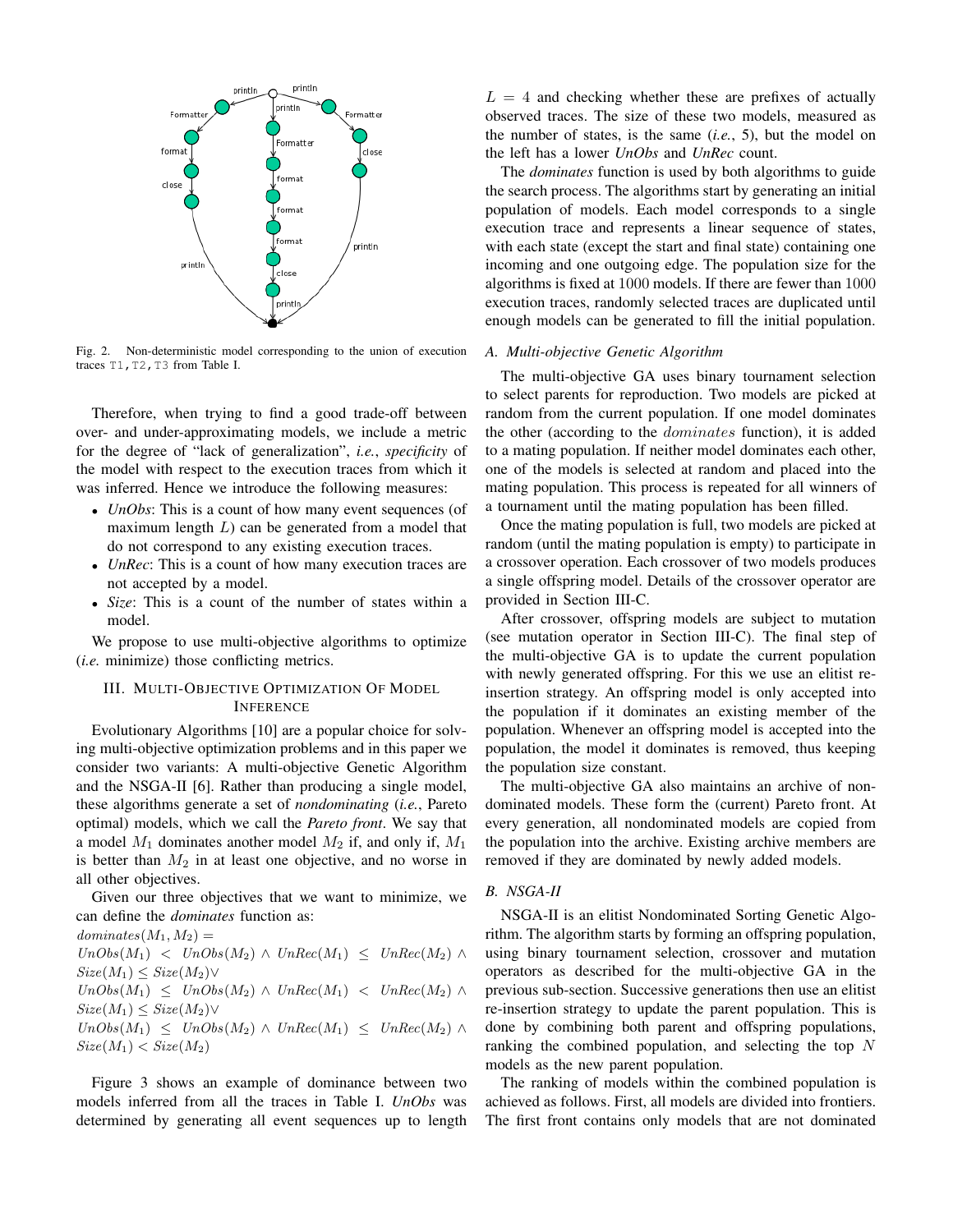Fig. 2. Non-deterministic model corresponding to the union of execution traces T1, T2, T3 from Table I.

Therefore, when trying to find a good trade-off between over- and under-approximating models, we include a metric for the degree of "lack of generalization", *i.e.*, *specificity* of the model with respect to the execution traces from which it was inferred. Hence we introduce the following measures:

- *UnObs*: This is a count of how many event sequences (of maximum length $L$) can be generated from a model that do not correspond to any existing execution traces.
- *UnRec*: This is a count of how many execution traces are not accepted by a model.
- *Size*: This is a count of the number of states within a model.

We propose to use multi-objective algorithms to optimize (*i.e.* minimize) those conflicting metrics.

## III. Multi-Objective Optimization Of Model Inference

Evolutionary Algorithms [10] are a popular choice for solving multi-objective optimization problems and in this paper we consider two variants: A multi-objective Genetic Algorithm and the NSGA-II [6]. Rather than producing a single model, these algorithms generate a set of *nondominating* (*i.e.*, Pareto optimal) models, which we call the *Pareto front*. We say that a model $M_1$ dominates another model $M_2$ if, and only if, $M_1$ is better than $M_2$ in at least one objective, and no worse in all other objectives.

Given our three objectives that we want to minimize, we can define the *dominates* function as:

$dominates(M_1, M_2) =$
$UnObs(M_1) < UnObs(M_2) \wedge UnRec(M_1) \leq UnRec(M_2) \wedge Size(M_1) \leq Size(M_2) \vee$
$UnObs(M_1) \leq UnObs(M_2) \wedge UnRec(M_1) < UnRec(M_2) \wedge Size(M_1) \leq Size(M_2) \vee$
$UnObs(M_1) \leq UnObs(M_2) \wedge UnRec(M_1) \leq UnRec(M_2) \wedge Size(M_1) < Size(M_2)$

Figure 3 shows an example of dominance between two models inferred from all the traces in Table I. *UnObs* was determined by generating all event sequences up to length $L = 4$ and checking whether these are prefixes of actually observed traces. The size of these two models, measured as the number of states, is the same (*i.e.*, 5), but the model on the left has a lower *UnObs* and *UnRec* count.

The *dominates* function is used by both algorithms to guide the search process. The algorithms start by generating an initial population of models. Each model corresponds to a single execution trace and represents a linear sequence of states, with each state (except the start and final state) containing one incoming and one outgoing edge. The population size for the algorithms is fixed at $1000$ models. If there are fewer than $1000$ execution traces, randomly selected traces are duplicated until enough models can be generated to fill the initial population.

### A. Multi-objective Genetic Algorithm

The multi-objective GA uses binary tournament selection to select parents for reproduction. Two models are picked at random from the current population. If one model dominates the other (according to the $dominates$ function), it is added to a mating population. If neither model dominates each other, one of the models is selected at random and placed into the mating population. This process is repeated for all winners of a tournament until the mating population has been filled.

Once the mating population is full, two models are picked at random (until the mating population is empty) to participate in a crossover operation. Each crossover of two models produces a single offspring model. Details of the crossover operator are provided in Section III-C.

After crossover, offspring models are subject to mutation (see mutation operator in Section III-C). The final step of the multi-objective GA is to update the current population with newly generated offspring. For this we use an elitist re-insertion strategy. An offspring model is only accepted into the population if it dominates an existing member of the population. Whenever an offspring model is accepted into the population, the model it dominates is removed, thus keeping the population size constant.

The multi-objective GA also maintains an archive of non-dominated models. These form the (current) Pareto front. At every generation, all nondominated models are copied from the population into the archive. Existing archive members are removed if they are dominated by newly added models.

### B. NSGA-II

NSGA-II is an elitist Nondominated Sorting Genetic Algorithm. The algorithm starts by forming an offspring population, using binary tournament selection, crossover and mutation operators as described for the multi-objective GA in the previous sub-section. Successive generations then use an elitist re-insertion strategy to update the parent population. This is done by combining both parent and offspring populations, ranking the combined population, and selecting the top $N$ models as the new parent population.

The ranking of models within the combined population is achieved as follows. First, all models are divided into frontiers. The first front contains only models that are not dominated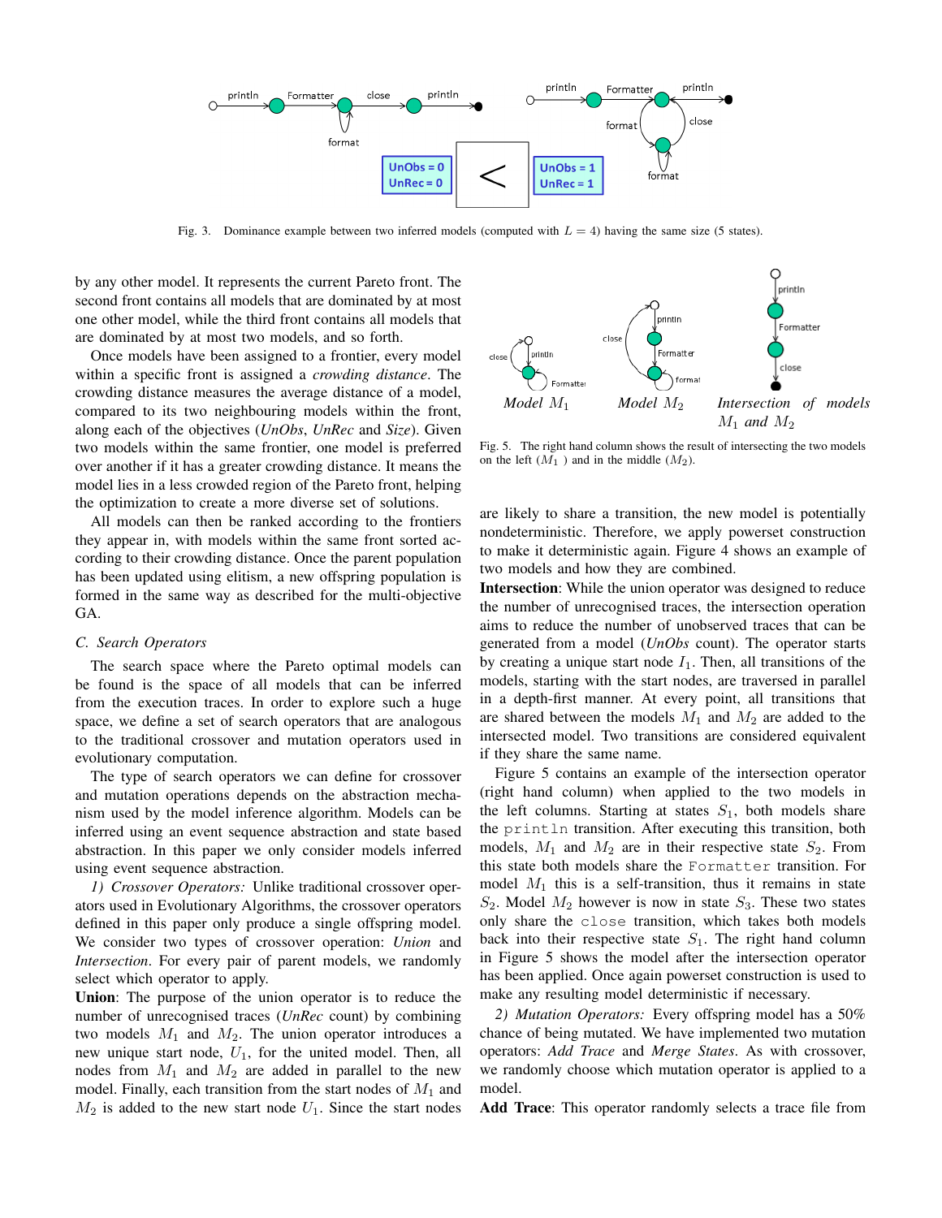Fig. 3. Dominance example between two inferred models (computed with $L = 4$) having the same size (5 states).

by any other model. It represents the current Pareto front. The second front contains all models that are dominated by at most one other model, while the third front contains all models that are dominated by at most two models, and so forth.

Once models have been assigned to a frontier, every model within a specific front is assigned a *crowding distance*. The crowding distance measures the average distance of a model, compared to its two neighbouring models within the front, along each of the objectives (*UnObs*, *UnRec* and *Size*). Given two models within the same frontier, one model is preferred over another if it has a greater crowding distance. It means the model lies in a less crowded region of the Pareto front, helping the optimization to create a more diverse set of solutions.

All models can then be ranked according to the frontiers they appear in, with models within the same front sorted according to their crowding distance. Once the parent population has been updated using elitism, a new offspring population is formed in the same way as described for the multi-objective GA.

### C. Search Operators

The search space where the Pareto optimal models can be found is the space of all models that can be inferred from the execution traces. In order to explore such a huge space, we define a set of search operators that are analogous to the traditional crossover and mutation operators used in evolutionary computation.

The type of search operators we can define for crossover and mutation operations depends on the abstraction mechanism used by the model inference algorithm. Models can be inferred using an event sequence abstraction and state based abstraction. In this paper we only consider models inferred using event sequence abstraction.

*1) Crossover Operators:* Unlike traditional crossover operators used in Evolutionary Algorithms, the crossover operators defined in this paper only produce a single offspring model. We consider two types of crossover operation: *Union* and *Intersection*. For every pair of parent models, we randomly select which operator to apply.

**Union**: The purpose of the union operator is to reduce the number of unrecognised traces (*UnRec* count) by combining two models $M_1$ and $M_2$. The union operator introduces a new unique start node, $U_1$, for the united model. Then, all nodes from $M_1$ and $M_2$ are added in parallel to the new model. Finally, each transition from the start nodes of $M_1$ and $M_2$ is added to the new start node $U_1$. Since the start nodes are likely to share a transition, the new model is potentially nondeterministic. Therefore, we apply powerset construction to make it deterministic again. Figure 4 shows an example of two models and how they are combined.

Model $M_1$ Model $M_2$ Intersection of models $M_1$ and $M_2$

Fig. 5. The right hand column shows the result of intersecting the two models on the left ($M_1$ ) and in the middle ($M_2$).

**Intersection**: While the union operator was designed to reduce the number of unrecognised traces, the intersection operation aims to reduce the number of unobserved traces that can be generated from a model (*UnObs* count). The operator starts by creating a unique start node $I_1$. Then, all transitions of the models, starting with the start nodes, are traversed in parallel in a depth-first manner. At every point, all transitions that are shared between the models $M_1$ and $M_2$ are added to the intersected model. Two transitions are considered equivalent if they share the same name.

Figure 5 contains an example of the intersection operator (right hand column) when applied to the two models in the left columns. Starting at states $S_1$, both models share the `println` transition. After executing this transition, both models, $M_1$ and $M_2$ are in their respective state $S_2$. From this state both models share the `Formatter` transition. For model $M_1$ this is a self-transition, thus it remains in state $S_2$. Model $M_2$ however is now in state $S_3$. These two states only share the `close` transition, which takes both models back into their respective state $S_1$. The right hand column in Figure 5 shows the model after the intersection operator has been applied. Once again powerset construction is used to make any resulting model deterministic if necessary.

*2) Mutation Operators:* Every offspring model has a 50% chance of being mutated. We have implemented two mutation operators: *Add Trace* and *Merge States*. As with crossover, we randomly choose which mutation operator is applied to a model.

**Add Trace**: This operator randomly selects a trace file from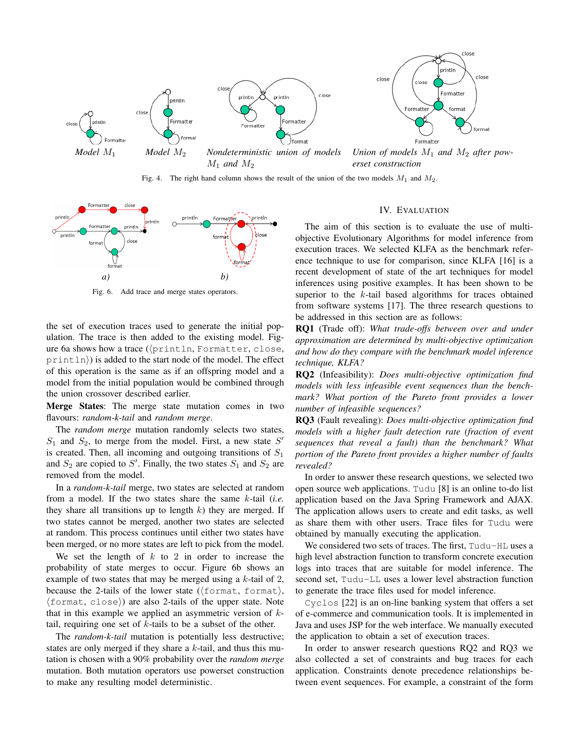Model $M_1$ Model $M_2$ Nondeterministic union of models $M_1$ and $M_2$ Union of models $M_1$ and $M_2$ after powerset construction

Fig. 4. The right hand column shows the result of the union of the two models $M_1$ and $M_2$.

a) b)

Fig. 6. Add trace and merge states operators.

the set of execution traces used to generate the initial population. The trace is then added to the existing model. Figure 6a shows how a trace (⟨`println`, `Formatter`, `close`, `println`⟩) is added to the start node of the model. The effect of this operation is the same as if an offspring model and a model from the initial population would be combined through the union crossover described earlier.

**Merge States**: The merge state mutation comes in two flavours: *random-k-tail* and *random merge*.

The *random merge* mutation randomly selects two states, $S_1$ and $S_2$, to merge from the model. First, a new state $S'$ is created. Then, all incoming and outgoing transitions of $S_1$ and $S_2$ are copied to $S'$. Finally, the two states $S_1$ and $S_2$ are removed from the model.

In a *random-k-tail* merge, two states are selected at random from a model. If the two states share the same $k$-tail (*i.e.* they share all transitions up to length $k$) they are merged. If two states cannot be merged, another two states are selected at random. This process continues until either two states have been merged, or no more states are left to pick from the model.

We set the length of $k$ to 2 in order to increase the probability of state merges to occur. Figure 6b shows an example of two states that may be merged using a $k$-tail of 2, because the 2-tails of the lower state (⟨`format`, `format`⟩, ⟨`format`, `close`⟩) are also 2-tails of the upper state. Note that in this example we applied an asymmetric version of $k$-tail, requiring one set of $k$-tails to be a subset of the other.

The *random-k-tail* mutation is potentially less destructive; states are only merged if they share a $k$-tail, and thus this mutation is chosen with a 90% probability over the *random merge* mutation. Both mutation operators use powerset construction to make any resulting model deterministic.

## IV. Evaluation

The aim of this section is to evaluate the use of multi-objective Evolutionary Algorithms for model inference from execution traces. We selected KLFA as the benchmark reference technique to use for comparison, since KLFA [16] is a recent development of state of the art techniques for model inferences using positive examples. It has been shown to be superior to the $k$-tail based algorithms for traces obtained from software systems [17]. The three research questions to be addressed in this section are as follows:

**RQ1** (Trade off): *What trade-offs between over and under approximation are determined by multi-objective optimization and how do they compare with the benchmark model inference technique, KLFA?*

**RQ2** (Infeasibility): *Does multi-objective optimization find models with less infeasible event sequences than the benchmark? What portion of the Pareto front provides a lower number of infeasible sequences?*

**RQ3** (Fault revealing): *Does multi-objective optimization find models with a higher fault detection rate (fraction of event sequences that reveal a fault) than the benchmark? What portion of the Pareto front provides a higher number of faults revealed?*

In order to answer these research questions, we selected two open source web applications. `Tudu` [8] is an online to-do list application based on the Java Spring Framework and AJAX. The application allows users to create and edit tasks, as well as share them with other users. Trace files for `Tudu` were obtained by manually executing the application.

We considered two sets of traces. The first, `Tudu-HL` uses a high level abstraction function to transform concrete execution logs into traces that are suitable for model inference. The second set, `Tudu-LL` uses a lower level abstraction function to generate the trace files used for model inference.

`Cyclos` [22] is an on-line banking system that offers a set of e-commerce and communication tools. It is implemented in Java and uses JSP for the web interface. We manually executed the application to obtain a set of execution traces.

In order to answer research questions RQ2 and RQ3 we also collected a set of constraints and bug traces for each application. Constraints denote precedence relationships between event sequences. For example, a constraint of the form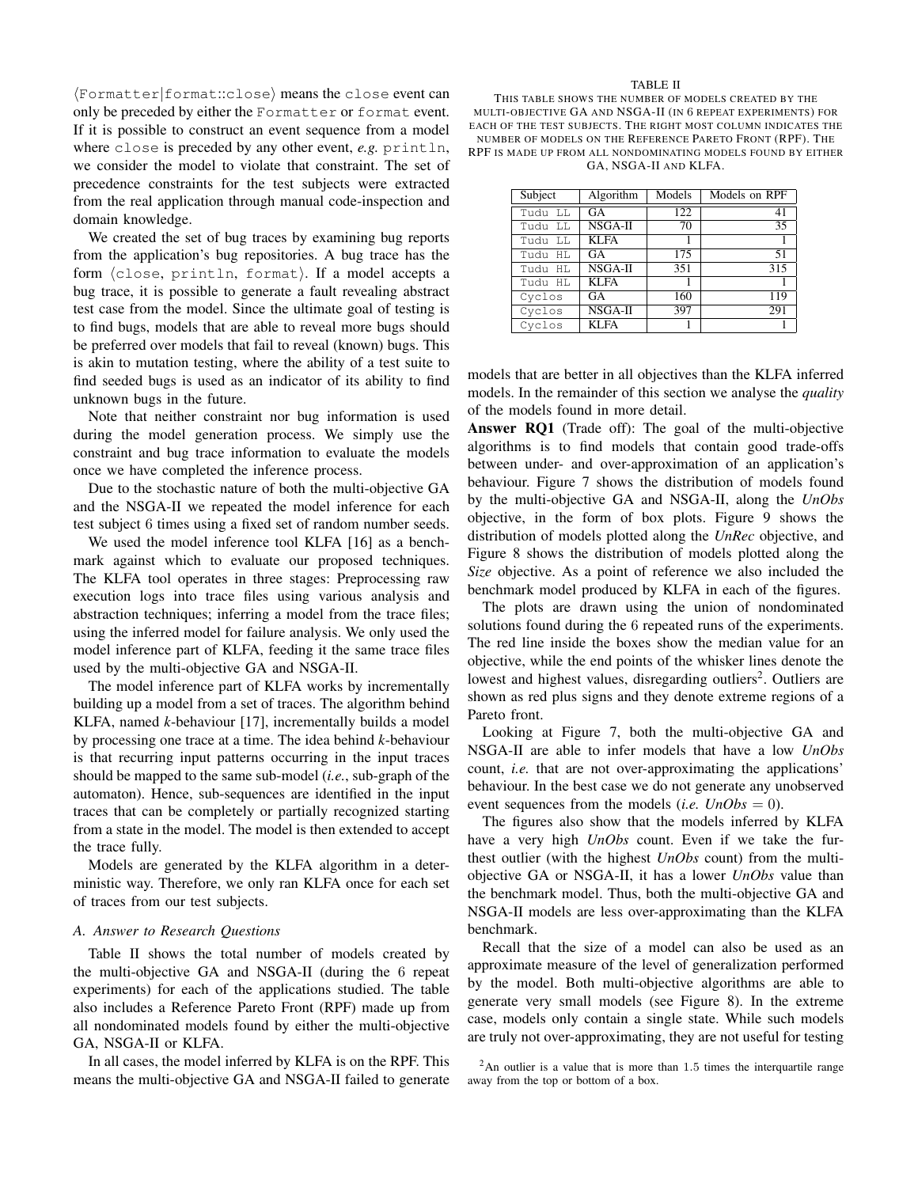⟨Formatter|format::close⟩ means the close event can only be preceded by either the Formatter or format event. If it is possible to construct an event sequence from a model where close is preceded by any other event, *e.g.* println, we consider the model to violate that constraint. The set of precedence constraints for the test subjects were extracted from the real application through manual code-inspection and domain knowledge.

We created the set of bug traces by examining bug reports from the application's bug repositories. A bug trace has the form ⟨close, println, format⟩. If a model accepts a bug trace, it is possible to generate a fault revealing abstract test case from the model. Since the ultimate goal of testing is to find bugs, models that are able to reveal more bugs should be preferred over models that fail to reveal (known) bugs. This is akin to mutation testing, where the ability of a test suite to find seeded bugs is used as an indicator of its ability to find unknown bugs in the future.

Note that neither constraint nor bug information is used during the model generation process. We simply use the constraint and bug trace information to evaluate the models once we have completed the inference process.

Due to the stochastic nature of both the multi-objective GA and the NSGA-II we repeated the model inference for each test subject 6 times using a fixed set of random number seeds.

We used the model inference tool KLFA [16] as a benchmark against which to evaluate our proposed techniques. The KLFA tool operates in three stages: Preprocessing raw execution logs into trace files using various analysis and abstraction techniques; inferring a model from the trace files; using the inferred model for failure analysis. We only used the model inference part of KLFA, feeding it the same trace files used by the multi-objective GA and NSGA-II.

The model inference part of KLFA works by incrementally building up a model from a set of traces. The algorithm behind KLFA, named *k*-behaviour [17], incrementally builds a model by processing one trace at a time. The idea behind *k*-behaviour is that recurring input patterns occurring in the input traces should be mapped to the same sub-model (*i.e.*, sub-graph of the automaton). Hence, sub-sequences are identified in the input traces that can be completely or partially recognized starting from a state in the model. The model is then extended to accept the trace fully.

Models are generated by the KLFA algorithm in a deterministic way. Therefore, we only ran KLFA once for each set of traces from our test subjects.

### A. Answer to Research Questions

Table II shows the total number of models created by the multi-objective GA and NSGA-II (during the 6 repeat experiments) for each of the applications studied. The table also includes a Reference Pareto Front (RPF) made up from all nondominated models found by either the multi-objective GA, NSGA-II or KLFA.

In all cases, the model inferred by KLFA is on the RPF. This means the multi-objective GA and NSGA-II failed to generate models that are better in all objectives than the KLFA inferred models. In the remainder of this section we analyse the *quality* of the models found in more detail.

TABLE II
THIS TABLE SHOWS THE NUMBER OF MODELS CREATED BY THE MULTI-OBJECTIVE GA AND NSGA-II (IN 6 REPEAT EXPERIMENTS) FOR EACH OF THE TEST SUBJECTS. THE RIGHT MOST COLUMN INDICATES THE NUMBER OF MODELS ON THE REFERENCE PARETO FRONT (RPF). THE RPF IS MADE UP FROM ALL NONDOMINATING MODELS FOUND BY EITHER GA, NSGA-II AND KLFA.

| Subject | Algorithm | Models | Models on RPF |
|---|---|---|---|
| Tudu LL | GA | 122 | 41 |
| Tudu LL | NSGA-II | 70 | 35 |
| Tudu LL | KLFA | 1 | 1 |
| Tudu HL | GA | 175 | 51 |
| Tudu HL | NSGA-II | 351 | 315 |
| Tudu HL | KLFA | 1 | 1 |
| Cyclos | GA | 160 | 119 |
| Cyclos | NSGA-II | 397 | 291 |
| Cyclos | KLFA | 1 | 1 |

**Answer RQ1** (Trade off): The goal of the multi-objective algorithms is to find models that contain good trade-offs between under- and over-approximation of an application's behaviour. Figure 7 shows the distribution of models found by the multi-objective GA and NSGA-II, along the *UnObs* objective, in the form of box plots. Figure 9 shows the distribution of models plotted along the *UnRec* objective, and Figure 8 shows the distribution of models plotted along the *Size* objective. As a point of reference we also included the benchmark model produced by KLFA in each of the figures.

The plots are drawn using the union of nondominated solutions found during the 6 repeated runs of the experiments. The red line inside the boxes show the median value for an objective, while the end points of the whisker lines denote the lowest and highest values, disregarding outliers[2]. Outliers are shown as red plus signs and they denote extreme regions of a Pareto front.

Looking at Figure 7, both the multi-objective GA and NSGA-II are able to infer models that have a low *UnObs* count, *i.e.* that are not over-approximating the applications' behaviour. In the best case we do not generate any unobserved event sequences from the models (*i.e.* $UnObs = 0$).

The figures also show that the models inferred by KLFA have a very high *UnObs* count. Even if we take the furthest outlier (with the highest *UnObs* count) from the multi-objective GA or NSGA-II, it has a lower *UnObs* value than the benchmark model. Thus, both the multi-objective GA and NSGA-II models are less over-approximating than the KLFA benchmark.

Recall that the size of a model can also be used as an approximate measure of the level of generalization performed by the model. Both multi-objective algorithms are able to generate very small models (see Figure 8). In the extreme case, models only contain a single state. While such models are truly not over-approximating, they are not useful for testing

[2] An outlier is a value that is more than 1.5 times the interquartile range away from the top or bottom of a box.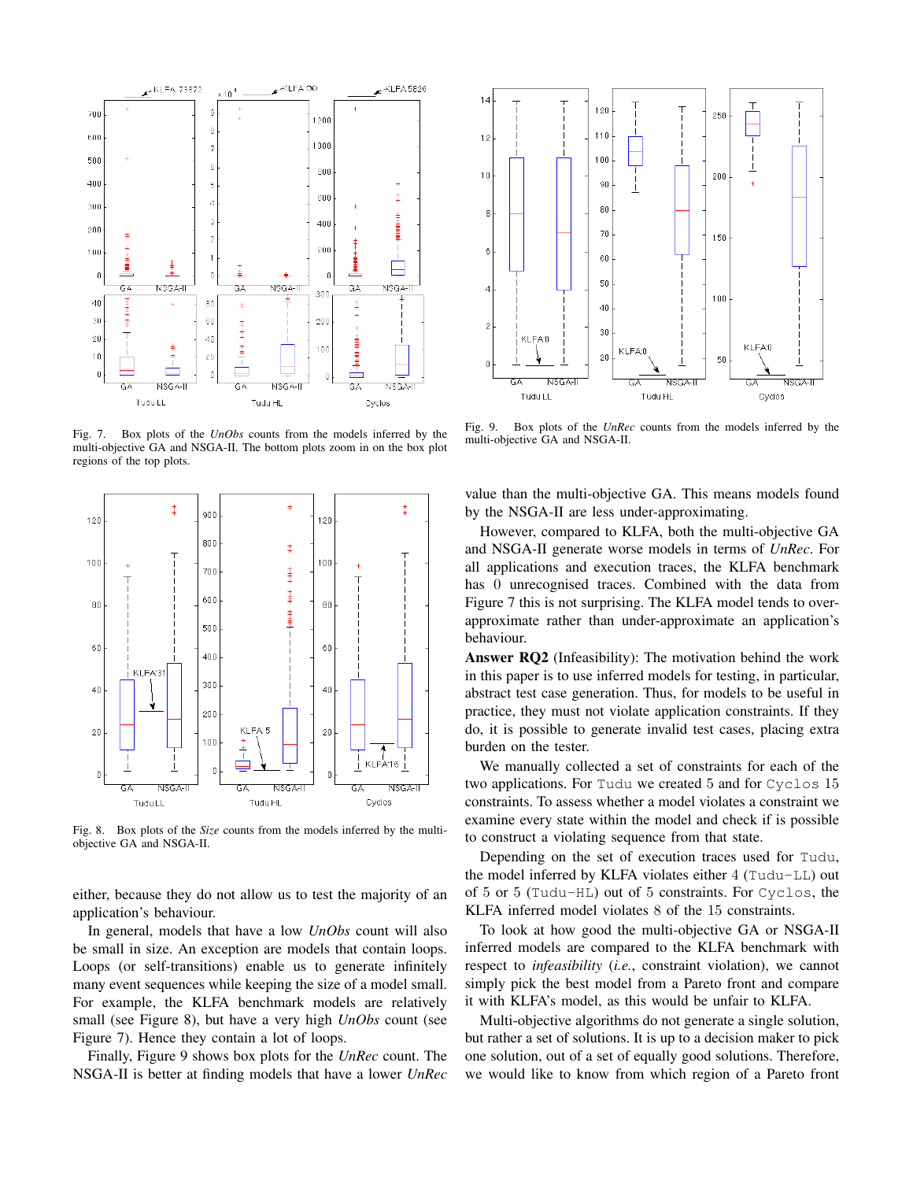Fig. 7. Box plots of the *UnObs* counts from the models inferred by the multi-objective GA and NSGA-II. The bottom plots zoom in on the box plot regions of the top plots.

Fig. 9. Box plots of the *UnRec* counts from the models inferred by the multi-objective GA and NSGA-II.

Fig. 8. Box plots of the *Size* counts from the models inferred by the multi-objective GA and NSGA-II.

either, because they do not allow us to test the majority of an application's behaviour.

In general, models that have a low *UnObs* count will also be small in size. An exception are models that contain loops. Loops (or self-transitions) enable us to generate infinitely many event sequences while keeping the size of a model small. For example, the KLFA benchmark models are relatively small (see Figure 8), but have a very high *UnObs* count (see Figure 7). Hence they contain a lot of loops.

Finally, Figure 9 shows box plots for the *UnRec* count. The NSGA-II is better at finding models that have a lower *UnRec* value than the multi-objective GA. This means models found by the NSGA-II are less under-approximating.

However, compared to KLFA, both the multi-objective GA and NSGA-II generate worse models in terms of *UnRec*. For all applications and execution traces, the KLFA benchmark has 0 unrecognised traces. Combined with the data from Figure 7 this is not surprising. The KLFA model tends to over-approximate rather than under-approximate an application's behaviour.

**Answer RQ2** (Infeasibility): The motivation behind the work in this paper is to use inferred models for testing, in particular, abstract test case generation. Thus, for models to be useful in practice, they must not violate application constraints. If they do, it is possible to generate invalid test cases, placing extra burden on the tester.

We manually collected a set of constraints for each of the two applications. For `Tudu` we created 5 and for `Cyclos` 15 constraints. To assess whether a model violates a constraint we examine every state within the model and check if is possible to construct a violating sequence from that state.

Depending on the set of execution traces used for `Tudu`, the model inferred by KLFA violates either 4 (`Tudu-LL`) out of 5 or 5 (`Tudu-HL`) out of 5 constraints. For `Cyclos`, the KLFA inferred model violates 8 of the 15 constraints.

To look at how good the multi-objective GA or NSGA-II inferred models are compared to the KLFA benchmark with respect to *infeasibility* (*i.e.*, constraint violation), we cannot simply pick the best model from a Pareto front and compare it with KLFA's model, as this would be unfair to KLFA.

Multi-objective algorithms do not generate a single solution, but rather a set of solutions. It is up to a decision maker to pick one solution, out of a set of equally good solutions. Therefore, we would like to know from which region of a Pareto front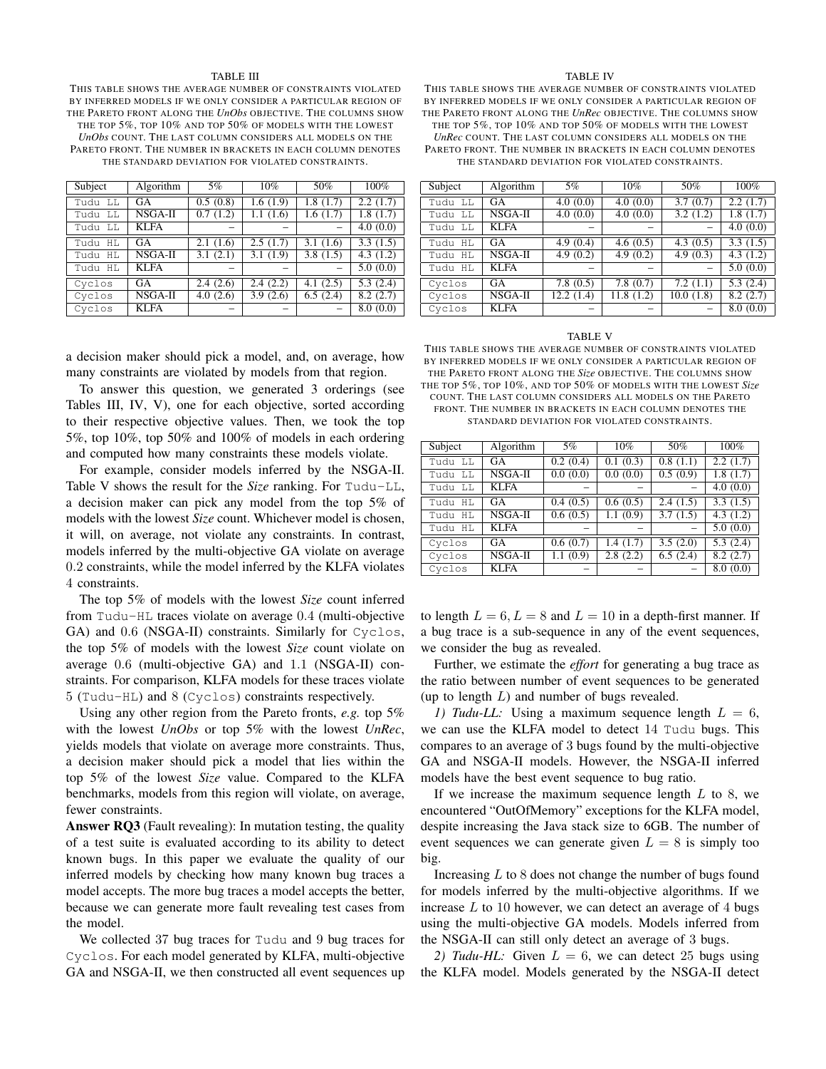TABLE III

THIS TABLE SHOWS THE AVERAGE NUMBER OF CONSTRAINTS VIOLATED BY INFERRED MODELS IF WE ONLY CONSIDER A PARTICULAR REGION OF THE PARETO FRONT ALONG THE *UnObs* OBJECTIVE. THE COLUMNS SHOW THE TOP 5%, TOP 10% AND TOP 50% OF MODELS WITH THE LOWEST *UnObs* COUNT. THE LAST COLUMN CONSIDERS ALL MODELS ON THE PARETO FRONT. THE NUMBER IN BRACKETS IN EACH COLUMN DENOTES THE STANDARD DEVIATION FOR VIOLATED CONSTRAINTS.

| Subject | Algorithm | 5% | 10% | 50% | 100% |
|---|---|---|---|---|---|
| Tudu LL | GA | 0.5 (0.8) | 1.6 (1.9) | 1.8 (1.7) | 2.2 (1.7) |
| Tudu LL | NSGA-II | 0.7 (1.2) | 1.1 (1.6) | 1.6 (1.7) | 1.8 (1.7) |
| Tudu LL | KLFA | – | – | – | 4.0 (0.0) |
| Tudu HL | GA | 2.1 (1.6) | 2.5 (1.7) | 3.1 (1.6) | 3.3 (1.5) |
| Tudu HL | NSGA-II | 3.1 (2.1) | 3.1 (1.9) | 3.8 (1.5) | 4.3 (1.2) |
| Tudu HL | KLFA | – | – | – | 5.0 (0.0) |
| Cyclos | GA | 2.4 (2.6) | 2.4 (2.2) | 4.1 (2.5) | 5.3 (2.4) |
| Cyclos | NSGA-II | 4.0 (2.6) | 3.9 (2.6) | 6.5 (2.4) | 8.2 (2.7) |
| Cyclos | KLFA | – | – | – | 8.0 (0.0) |

TABLE IV

THIS TABLE SHOWS THE AVERAGE NUMBER OF CONSTRAINTS VIOLATED BY INFERRED MODELS IF WE ONLY CONSIDER A PARTICULAR REGION OF THE PARETO FRONT ALONG THE *UnRec* OBJECTIVE. THE COLUMNS SHOW THE TOP 5%, TOP 10% AND TOP 50% OF MODELS WITH THE LOWEST *UnRec* COUNT. THE LAST COLUMN CONSIDERS ALL MODELS ON THE PARETO FRONT. THE NUMBER IN BRACKETS IN EACH COLUMN DENOTES THE STANDARD DEVIATION FOR VIOLATED CONSTRAINTS.

| Subject | Algorithm | 5% | 10% | 50% | 100% |
|---|---|---|---|---|---|
| Tudu LL | GA | 4.0 (0.0) | 4.0 (0.0) | 3.7 (0.7) | 2.2 (1.7) |
| Tudu LL | NSGA-II | 4.0 (0.0) | 4.0 (0.0) | 3.2 (1.2) | 1.8 (1.7) |
| Tudu LL | KLFA | – | – | – | 4.0 (0.0) |
| Tudu HL | GA | 4.9 (0.4) | 4.6 (0.5) | 4.3 (0.5) | 3.3 (1.5) |
| Tudu HL | NSGA-II | 4.9 (0.2) | 4.9 (0.2) | 4.9 (0.3) | 4.3 (1.2) |
| Tudu HL | KLFA | – | – | – | 5.0 (0.0) |
| Cyclos | GA | 7.8 (0.5) | 7.8 (0.7) | 7.2 (1.1) | 5.3 (2.4) |
| Cyclos | NSGA-II | 12.2 (1.4) | 11.8 (1.2) | 10.0 (1.8) | 8.2 (2.7) |
| Cyclos | KLFA | – | – | – | 8.0 (0.0) |

TABLE V

THIS TABLE SHOWS THE AVERAGE NUMBER OF CONSTRAINTS VIOLATED BY INFERRED MODELS IF WE ONLY CONSIDER A PARTICULAR REGION OF THE PARETO FRONT ALONG THE *Size* OBJECTIVE. THE COLUMNS SHOW THE TOP 5%, TOP 10%, AND TOP 50% OF MODELS WITH THE LOWEST *Size* COUNT. THE LAST COLUMN CONSIDERS ALL MODELS ON THE PARETO FRONT. THE NUMBER IN BRACKETS IN EACH COLUMN DENOTES THE STANDARD DEVIATION FOR VIOLATED CONSTRAINTS.

| Subject | Algorithm | 5% | 10% | 50% | 100% |
|---|---|---|---|---|---|
| Tudu LL | GA | 0.2 (0.4) | 0.1 (0.3) | 0.8 (1.1) | 2.2 (1.7) |
| Tudu LL | NSGA-II | 0.0 (0.0) | 0.0 (0.0) | 0.5 (0.9) | 1.8 (1.7) |
| Tudu LL | KLFA | – | – | – | 4.0 (0.0) |
| Tudu HL | GA | 0.4 (0.5) | 0.6 (0.5) | 2.4 (1.5) | 3.3 (1.5) |
| Tudu HL | NSGA-II | 0.6 (0.5) | 1.1 (0.9) | 3.7 (1.5) | 4.3 (1.2) |
| Tudu HL | KLFA | – | – | – | 5.0 (0.0) |
| Cyclos | GA | 0.6 (0.7) | 1.4 (1.7) | 3.5 (2.0) | 5.3 (2.4) |
| Cyclos | NSGA-II | 1.1 (0.9) | 2.8 (2.2) | 6.5 (2.4) | 8.2 (2.7) |
| Cyclos | KLFA | – | – | – | 8.0 (0.0) |

a decision maker should pick a model, and, on average, how many constraints are violated by models from that region.

To answer this question, we generated 3 orderings (see Tables III, IV, V), one for each objective, sorted according to their respective objective values. Then, we took the top 5%, top 10%, top 50% and 100% of models in each ordering and computed how many constraints these models violate.

For example, consider models inferred by the NSGA-II. Table V shows the result for the *Size* ranking. For Tudu-LL, a decision maker can pick any model from the top 5% of models with the lowest *Size* count. Whichever model is chosen, it will, on average, not violate any constraints. In contrast, models inferred by the multi-objective GA violate on average $0.2$ constraints, while the model inferred by the KLFA violates $4$ constraints.

The top 5% of models with the lowest *Size* count inferred from Tudu-HL traces violate on average $0.4$ (multi-objective GA) and $0.6$ (NSGA-II) constraints. Similarly for Cyclos, the top 5% of models with the lowest *Size* count violate on average $0.6$ (multi-objective GA) and $1.1$ (NSGA-II) constraints. For comparison, KLFA models for these traces violate $5$ (Tudu-HL) and $8$ (Cyclos) constraints respectively.

Using any other region from the Pareto fronts, *e.g.* top 5% with the lowest *UnObs* or top 5% with the lowest *UnRec*, yields models that violate on average more constraints. Thus, a decision maker should pick a model that lies within the top 5% of the lowest *Size* value. Compared to the KLFA benchmarks, models from this region will violate, on average, fewer constraints.

**Answer RQ3** (Fault revealing): In mutation testing, the quality of a test suite is evaluated according to its ability to detect known bugs. In this paper we evaluate the quality of our inferred models by checking how many known bug traces a model accepts. The more bug traces a model accepts the better, because we can generate more fault revealing test cases from the model.

We collected 37 bug traces for Tudu and 9 bug traces for Cyclos. For each model generated by KLFA, multi-objective GA and NSGA-II, we then constructed all event sequences up to length $L = 6, L = 8$ and $L = 10$ in a depth-first manner. If a bug trace is a sub-sequence in any of the event sequences, we consider the bug as revealed.

Further, we estimate the *effort* for generating a bug trace as the ratio between number of event sequences to be generated (up to length $L$) and number of bugs revealed.

*1) Tudu-LL:* Using a maximum sequence length $L = 6$, we can use the KLFA model to detect 14 Tudu bugs. This compares to an average of 3 bugs found by the multi-objective GA and NSGA-II models. However, the NSGA-II inferred models have the best event sequence to bug ratio.

If we increase the maximum sequence length $L$ to 8, we encountered "OutOfMemory" exceptions for the KLFA model, despite increasing the Java stack size to 6GB. The number of event sequences we can generate given $L = 8$ is simply too big.

Increasing $L$ to 8 does not change the number of bugs found for models inferred by the multi-objective algorithms. If we increase $L$ to 10 however, we can detect an average of 4 bugs using the multi-objective GA models. Models inferred from the NSGA-II can still only detect an average of 3 bugs.

*2) Tudu-HL:* Given $L = 6$, we can detect 25 bugs using the KLFA model. Models generated by the NSGA-II detect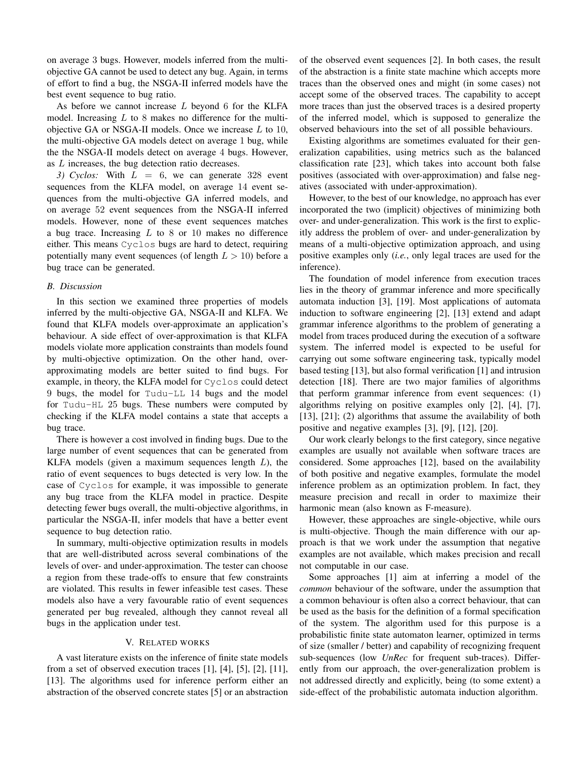on average 3 bugs. However, models inferred from the multi-objective GA cannot be used to detect any bug. Again, in terms of effort to find a bug, the NSGA-II inferred models have the best event sequence to bug ratio.

As before we cannot increase $L$ beyond 6 for the KLFA model. Increasing $L$ to 8 makes no difference for the multi-objective GA or NSGA-II models. Once we increase $L$ to 10, the multi-objective GA models detect on average 1 bug, while the the NSGA-II models detect on average 4 bugs. However, as $L$ increases, the bug detection ratio decreases.

*3) Cyclos:* With $L = 6$, we can generate 328 event sequences from the KLFA model, on average 14 event sequences from the multi-objective GA inferred models, and on average 52 event sequences from the NSGA-II inferred models. However, none of these event sequences matches a bug trace. Increasing $L$ to 8 or 10 makes no difference either. This means `Cyclos` bugs are hard to detect, requiring potentially many event sequences (of length $L > 10$) before a bug trace can be generated.

### B. Discussion

In this section we examined three properties of models inferred by the multi-objective GA, NSGA-II and KLFA. We found that KLFA models over-approximate an application's behaviour. A side effect of over-approximation is that KLFA models violate more application constraints than models found by multi-objective optimization. On the other hand, over-approximating models are better suited to find bugs. For example, in theory, the KLFA model for `Cyclos` could detect 9 bugs, the model for `Tudu-LL` 14 bugs and the model for `Tudu-HL` 25 bugs. These numbers were computed by checking if the KLFA model contains a state that accepts a bug trace.

There is however a cost involved in finding bugs. Due to the large number of event sequences that can be generated from KLFA models (given a maximum sequences length $L$), the ratio of event sequences to bugs detected is very low. In the case of `Cyclos` for example, it was impossible to generate any bug trace from the KLFA model in practice. Despite detecting fewer bugs overall, the multi-objective algorithms, in particular the NSGA-II, infer models that have a better event sequence to bug detection ratio.

In summary, multi-objective optimization results in models that are well-distributed across several combinations of the levels of over- and under-approximation. The tester can choose a region from these trade-offs to ensure that few constraints are violated. This results in fewer infeasible test cases. These models also have a very favourable ratio of event sequences generated per bug revealed, although they cannot reveal all bugs in the application under test.

## V. Related works

A vast literature exists on the inference of finite state models from a set of observed execution traces [1], [4], [5], [2], [11], [13]. The algorithms used for inference perform either an abstraction of the observed concrete states [5] or an abstraction of the observed event sequences [2]. In both cases, the result of the abstraction is a finite state machine which accepts more traces than the observed ones and might (in some cases) not accept some of the observed traces. The capability to accept more traces than just the observed traces is a desired property of the inferred model, which is supposed to generalize the observed behaviours into the set of all possible behaviours.

Existing algorithms are sometimes evaluated for their generalization capabilities, using metrics such as the balanced classification rate [23], which takes into account both false positives (associated with over-approximation) and false negatives (associated with under-approximation).

However, to the best of our knowledge, no approach has ever incorporated the two (implicit) objectives of minimizing both over- and under-generalization. This work is the first to explicitly address the problem of over- and under-generalization by means of a multi-objective optimization approach, and using positive examples only (*i.e.*, only legal traces are used for the inference).

The foundation of model inference from execution traces lies in the theory of grammar inference and more specifically automata induction [3], [19]. Most applications of automata induction to software engineering [2], [13] extend and adapt grammar inference algorithms to the problem of generating a model from traces produced during the execution of a software system. The inferred model is expected to be useful for carrying out some software engineering task, typically model based testing [13], but also formal verification [1] and intrusion detection [18]. There are two major families of algorithms that perform grammar inference from event sequences: (1) algorithms relying on positive examples only [2], [4], [7], [13], [21]; (2) algorithms that assume the availability of both positive and negative examples [3], [9], [12], [20].

Our work clearly belongs to the first category, since negative examples are usually not available when software traces are considered. Some approaches [12], based on the availability of both positive and negative examples, formulate the model inference problem as an optimization problem. In fact, they measure precision and recall in order to maximize their harmonic mean (also known as F-measure).

However, these approaches are single-objective, while ours is multi-objective. Though the main difference with our approach is that we work under the assumption that negative examples are not available, which makes precision and recall not computable in our case.

Some approaches [1] aim at inferring a model of the *common* behaviour of the software, under the assumption that a common behaviour is often also a correct behaviour, that can be used as the basis for the definition of a formal specification of the system. The algorithm used for this purpose is a probabilistic finite state automaton learner, optimized in terms of size (smaller / better) and capability of recognizing frequent sub-sequences (low *UnRec* for frequent sub-traces). Differently from our approach, the over-generalization problem is not addressed directly and explicitly, being (to some extent) a side-effect of the probabilistic automata induction algorithm.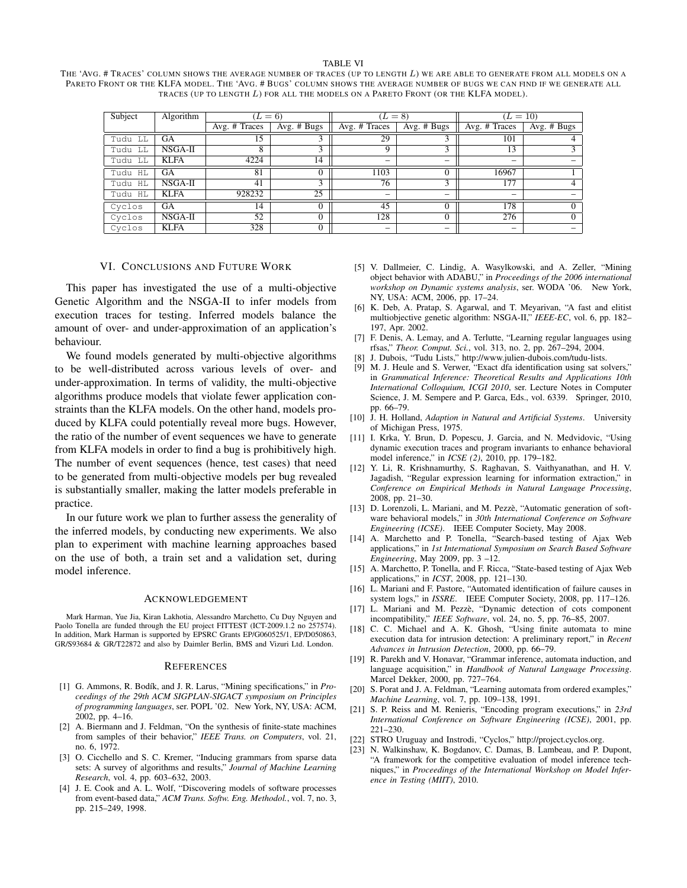TABLE VI

THE 'AVG. # TRACES' COLUMN SHOWS THE AVERAGE NUMBER OF TRACES (UP TO LENGTH $L$) WE ARE ABLE TO GENERATE FROM ALL MODELS ON A PARETO FRONT OR THE KLFA MODEL. THE 'AVG. # BUGS' COLUMN SHOWS THE AVERAGE NUMBER OF BUGS WE CAN FIND IF WE GENERATE ALL TRACES (UP TO LENGTH $L$) FOR ALL THE MODELS ON A PARETO FRONT (OR THE KLFA MODEL).

| Subject | Algorithm | ($L = 6$) | | ($L = 8$) | | ($L = 10$) | |
|---|---|---|---|---|---|---|---|
| | | Avg. # Traces | Avg. # Bugs | Avg. # Traces | Avg. # Bugs | Avg. # Traces | Avg. # Bugs |
| Tudu LL | GA | 15 | 3 | 29 | 3 | 101 | 4 |
| Tudu LL | NSGA-II | 8 | 3 | 9 | 3 | 13 | 3 |
| Tudu LL | KLFA | 4224 | 14 | – | – | – | – |
| Tudu HL | GA | 81 | 0 | 1103 | 0 | 16967 | 1 |
| Tudu HL | NSGA-II | 41 | 3 | 76 | 3 | 177 | 4 |
| Tudu HL | KLFA | 928232 | 25 | – | – | – | – |
| Cyclos | GA | 14 | 0 | 45 | 0 | 178 | 0 |
| Cyclos | NSGA-II | 52 | 0 | 128 | 0 | 276 | 0 |
| Cyclos | KLFA | 328 | 0 | – | – | – | – |

## VI. Conclusions and Future Work

This paper has investigated the use of a multi-objective Genetic Algorithm and the NSGA-II to infer models from execution traces for testing. Inferred models balance the amount of over- and under-approximation of an application's behaviour.

We found models generated by multi-objective algorithms to be well-distributed across various levels of over- and under-approximation. In terms of validity, the multi-objective algorithms produce models that violate fewer application constraints than the KLFA models. On the other hand, models produced by KLFA could potentially reveal more bugs. However, the ratio of the number of event sequences we have to generate from KLFA models in order to find a bug is prohibitively high. The number of event sequences (hence, test cases) that need to be generated from multi-objective models per bug revealed is substantially smaller, making the latter models preferable in practice.

In our future work we plan to further assess the generality of the inferred models, by conducting new experiments. We also plan to experiment with machine learning approaches based on the use of both, a train set and a validation set, during model inference.

## Acknowledgement

Mark Harman, Yue Jia, Kiran Lakhotia, Alessandro Marchetto, Cu Duy Nguyen and Paolo Tonella are funded through the EU project FITTEST (ICT-2009.1.2 no 257574). In addition, Mark Harman is supported by EPSRC Grants EP/G060525/1, EP/D050863, GR/S93684 & GR/T22872 and also by Daimler Berlin, BMS and Vizuri Ltd. London.

## References

[1] G. Ammons, R. Bodík, and J. R. Larus, "Mining specifications," in *Proceedings of the 29th ACM SIGPLAN-SIGACT symposium on Principles of programming languages*, ser. POPL '02. New York, NY, USA: ACM, 2002, pp. 4–16.

[2] A. Biermann and J. Feldman, "On the synthesis of finite-state machines from samples of their behavior," *IEEE Trans. on Computers*, vol. 21, no. 6, 1972.

[3] O. Cicchello and S. C. Kremer, "Inducing grammars from sparse data sets: A survey of algorithms and results," *Journal of Machine Learning Research*, vol. 4, pp. 603–632, 2003.

[4] J. E. Cook and A. L. Wolf, "Discovering models of software processes from event-based data," *ACM Trans. Softw. Eng. Methodol.*, vol. 7, no. 3, pp. 215–249, 1998.

[5] V. Dallmeier, C. Lindig, A. Wasylkowski, and A. Zeller, "Mining object behavior with ADABU," in *Proceedings of the 2006 international workshop on Dynamic systems analysis*, ser. WODA '06. New York, NY, USA: ACM, 2006, pp. 17–24.

[6] K. Deb, A. Pratap, S. Agarwal, and T. Meyarivan, "A fast and elitist multiobjective genetic algorithm: NSGA-II," *IEEE-EC*, vol. 6, pp. 182–197, Apr. 2002.

[7] F. Denis, A. Lemay, and A. Terlutte, "Learning regular languages using rfsas," *Theor. Comput. Sci.*, vol. 313, no. 2, pp. 267–294, 2004.

[8] J. Dubois, "Tudu Lists," http://www.julien-dubois.com/tudu-lists.

[9] M. J. Heule and S. Verwer, "Exact dfa identification using sat solvers," in *Grammatical Inference: Theoretical Results and Applications 10th International Colloquium, ICGI 2010*, ser. Lecture Notes in Computer Science, J. M. Sempere and P. Garca, Eds., vol. 6339. Springer, 2010, pp. 66–79.

[10] J. H. Holland, *Adaption in Natural and Artificial Systems*. University of Michigan Press, 1975.

[11] I. Krka, Y. Brun, D. Popescu, J. Garcia, and N. Medvidovic, "Using dynamic execution traces and program invariants to enhance behavioral model inference," in *ICSE (2)*, 2010, pp. 179–182.

[12] Y. Li, R. Krishnamurthy, S. Raghavan, S. Vaithyanathan, and H. V. Jagadish, "Regular expression learning for information extraction," in *Conference on Empirical Methods in Natural Language Processing*, 2008, pp. 21–30.

[13] D. Lorenzoli, L. Mariani, and M. Pezzè, "Automatic generation of software behavioral models," in *30th International Conference on Software Engineering (ICSE)*. IEEE Computer Society, May 2008.

[14] A. Marchetto and P. Tonella, "Search-based testing of Ajax Web applications," in *1st International Symposium on Search Based Software Engineering*, May 2009, pp. 3 –12.

[15] A. Marchetto, P. Tonella, and F. Ricca, "State-based testing of Ajax Web applications," in *ICST*, 2008, pp. 121–130.

[16] L. Mariani and F. Pastore, "Automated identification of failure causes in system logs," in *ISSRE*. IEEE Computer Society, 2008, pp. 117–126.

[17] L. Mariani and M. Pezzè, "Dynamic detection of cots component incompatibility," *IEEE Software*, vol. 24, no. 5, pp. 76–85, 2007.

[18] C. C. Michael and A. K. Ghosh, "Using finite automata to mine execution data for intrusion detection: A preliminary report," in *Recent Advances in Intrusion Detection*, 2000, pp. 66–79.

[19] R. Parekh and V. Honavar, "Grammar inference, automata induction, and language acquisition," in *Handbook of Natural Language Processing*. Marcel Dekker, 2000, pp. 727–764.

[20] S. Porat and J. A. Feldman, "Learning automata from ordered examples," *Machine Learning*, vol. 7, pp. 109–138, 1991.

[21] S. P. Reiss and M. Renieris, "Encoding program executions," in *23rd International Conference on Software Engineering (ICSE)*, 2001, pp. 221–230.

[22] STRO Uruguay and Instrodi, "Cyclos," http://project.cyclos.org.

[23] N. Walkinshaw, K. Bogdanov, C. Damas, B. Lambeau, and P. Dupont, "A framework for the competitive evaluation of model inference techniques," in *Proceedings of the International Workshop on Model Inference in Testing (MIIT)*, 2010.